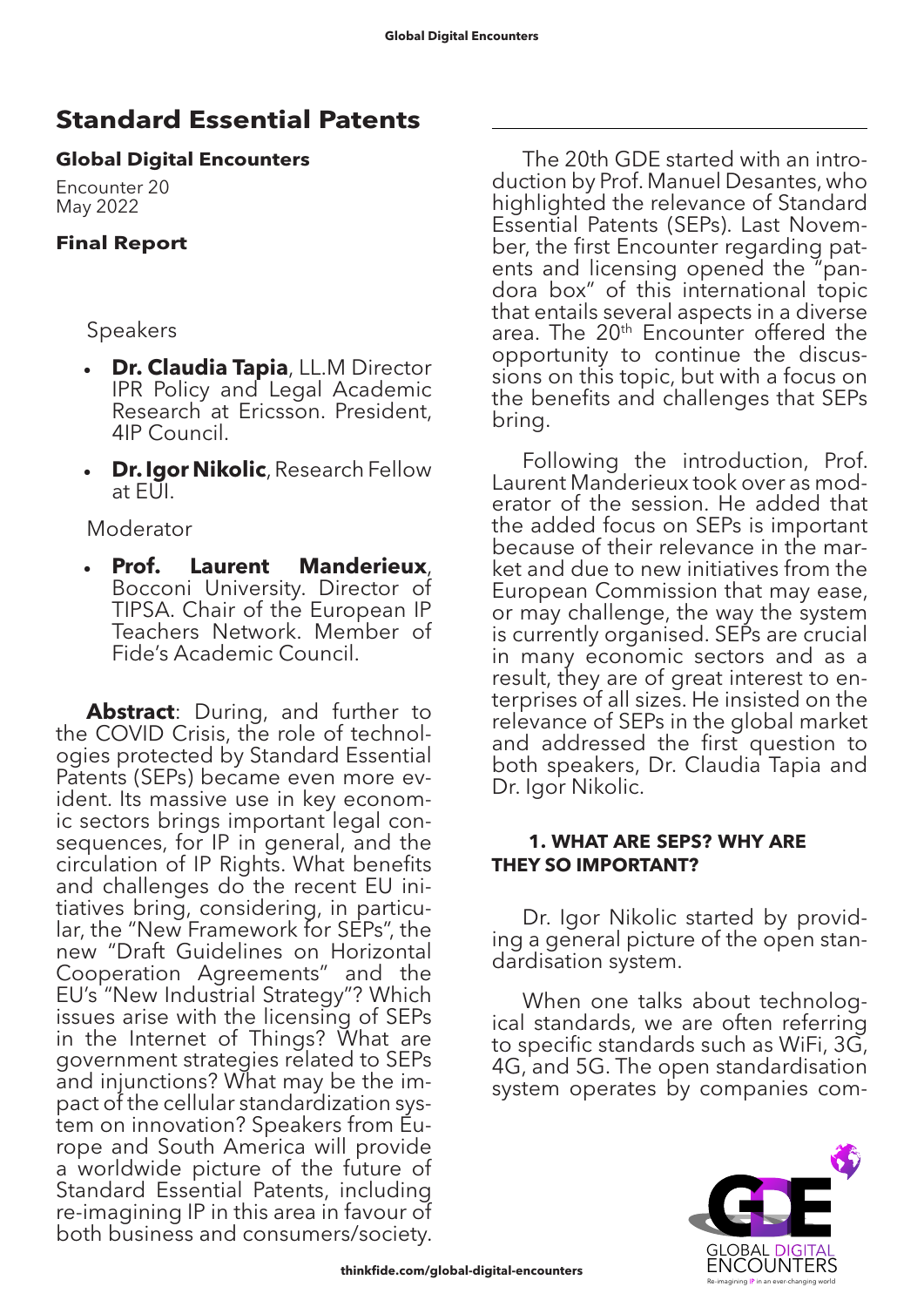# Standard Essential Patents

**Global Digital Encounters**

Encounter 20
May 2022

**Final Report**

Speakers

- **Dr. Claudia Tapia**, LL.M Director IPR Policy and Legal Academic Research at Ericsson. President, 4IP Council.
- **Dr. Igor Nikolic**, Research Fellow at EUI.

Moderator

- **Prof. Laurent Manderieux**, Bocconi University. Director of TIPSA. Chair of the European IP Teachers Network. Member of Fide's Academic Council.

**Abstract**: During, and further to the COVID Crisis, the role of technologies protected by Standard Essential Patents (SEPs) became even more evident. Its massive use in key economic sectors brings important legal consequences, for IP in general, and the circulation of IP Rights. What benefits and challenges do the recent EU initiatives bring, considering, in particular, the "New Framework for SEPs", the new "Draft Guidelines on Horizontal Cooperation Agreements" and the EU's "New Industrial Strategy"? Which issues arise with the licensing of SEPs in the Internet of Things? What are government strategies related to SEPs and injunctions? What may be the impact of the cellular standardization system on innovation? Speakers from Europe and South America will provide a worldwide picture of the future of Standard Essential Patents, including re-imagining IP in this area in favour of both business and consumers/society.

---

The 20th GDE started with an introduction by Prof. Manuel Desantes, who highlighted the relevance of Standard Essential Patents (SEPs). Last November, the first Encounter regarding patents and licensing opened the "pandora box" of this international topic that entails several aspects in a diverse area. The 20th Encounter offered the opportunity to continue the discussions on this topic, but with a focus on the benefits and challenges that SEPs bring.

Following the introduction, Prof. Laurent Manderieux took over as moderator of the session. He added that the added focus on SEPs is important because of their relevance in the market and due to new initiatives from the European Commission that may ease, or may challenge, the way the system is currently organised. SEPs are crucial in many economic sectors and as a result, they are of great interest to enterprises of all sizes. He insisted on the relevance of SEPs in the global market and addressed the first question to both speakers, Dr. Claudia Tapia and Dr. Igor Nikolic.

## 1. WHAT ARE SEPS? WHY ARE THEY SO IMPORTANT?

Dr. Igor Nikolic started by providing a general picture of the open standardisation system.

When one talks about technological standards, we are often referring to specific standards such as WiFi, 3G, 4G, and 5G. The open standardisation system operates by companies com-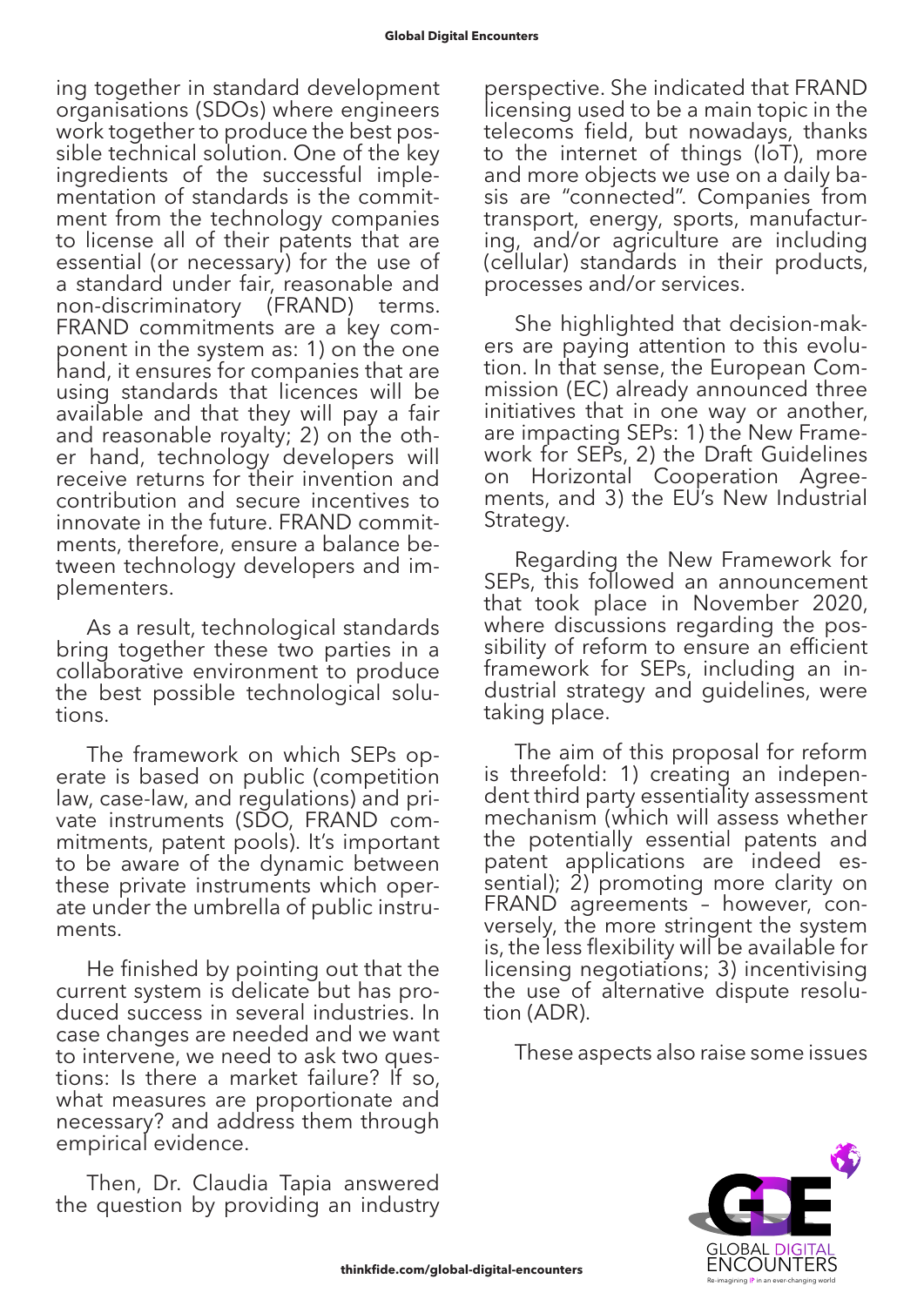ing together in standard development organisations (SDOs) where engineers work together to produce the best possible technical solution. One of the key ingredients of the successful implementation of standards is the commitment from the technology companies to license all of their patents that are essential (or necessary) for the use of a standard under fair, reasonable and non-discriminatory (FRAND) terms. FRAND commitments are a key component in the system as: 1) on the one hand, it ensures for companies that are using standards that licences will be available and that they will pay a fair and reasonable royalty; 2) on the other hand, technology developers will receive returns for their invention and contribution and secure incentives to innovate in the future. FRAND commitments, therefore, ensure a balance between technology developers and implementers.

As a result, technological standards bring together these two parties in a collaborative environment to produce the best possible technological solutions.

The framework on which SEPs operate is based on public (competition law, case-law, and regulations) and private instruments (SDO, FRAND commitments, patent pools). It's important to be aware of the dynamic between these private instruments which operate under the umbrella of public instruments.

He finished by pointing out that the current system is delicate but has produced success in several industries. In case changes are needed and we want to intervene, we need to ask two questions: Is there a market failure? If so, what measures are proportionate and necessary? and address them through empirical evidence.

Then, Dr. Claudia Tapia answered the question by providing an industry perspective. She indicated that FRAND licensing used to be a main topic in the telecoms field, but nowadays, thanks to the internet of things (IoT), more and more objects we use on a daily basis are "connected". Companies from transport, energy, sports, manufacturing, and/or agriculture are including (cellular) standards in their products, processes and/or services.

She highlighted that decision-makers are paying attention to this evolution. In that sense, the European Commission (EC) already announced three initiatives that in one way or another, are impacting SEPs: 1) the New Framework for SEPs, 2) the Draft Guidelines on Horizontal Cooperation Agreements, and 3) the EU's New Industrial Strategy.

Regarding the New Framework for SEPs, this followed an announcement that took place in November 2020, where discussions regarding the possibility of reform to ensure an efficient framework for SEPs, including an industrial strategy and guidelines, were taking place.

The aim of this proposal for reform is threefold: 1) creating an independent third party essentiality assessment mechanism (which will assess whether the potentially essential patents and patent applications are indeed essential); 2) promoting more clarity on FRAND agreements – however, conversely, the more stringent the system is, the less flexibility will be available for licensing negotiations; 3) incentivising the use of alternative dispute resolution (ADR).

These aspects also raise some issues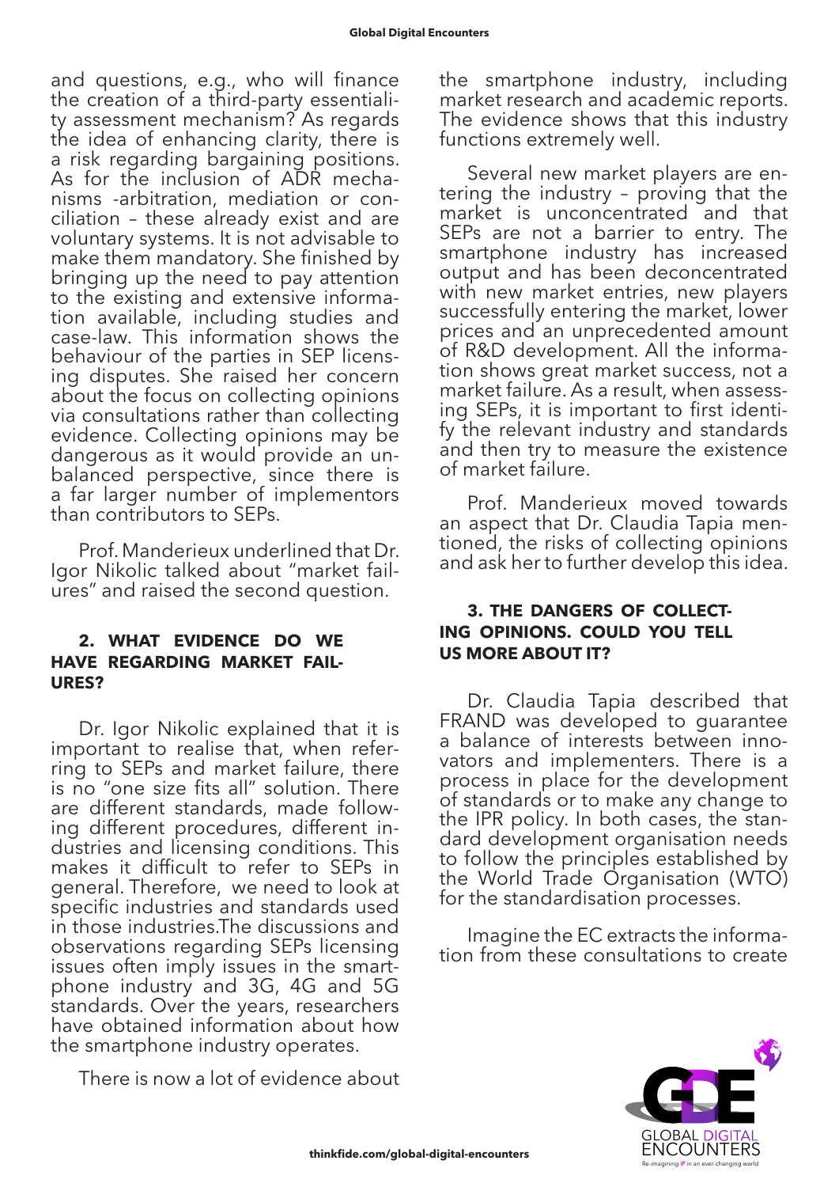and questions, e.g., who will finance the creation of a third-party essentiality assessment mechanism? As regards the idea of enhancing clarity, there is a risk regarding bargaining positions. As for the inclusion of ADR mechanisms -arbitration, mediation or conciliation – these already exist and are voluntary systems. It is not advisable to make them mandatory. She finished by bringing up the need to pay attention to the existing and extensive information available, including studies and case-law. This information shows the behaviour of the parties in SEP licensing disputes. She raised her concern about the focus on collecting opinions via consultations rather than collecting evidence. Collecting opinions may be dangerous as it would provide an unbalanced perspective, since there is a far larger number of implementors than contributors to SEPs.

Prof. Manderieux underlined that Dr. Igor Nikolic talked about "market failures" and raised the second question.

### 2. WHAT EVIDENCE DO WE HAVE REGARDING MARKET FAILURES?

Dr. Igor Nikolic explained that it is important to realise that, when referring to SEPs and market failure, there is no "one size fits all" solution. There are different standards, made following different procedures, different industries and licensing conditions. This makes it difficult to refer to SEPs in general. Therefore, we need to look at specific industries and standards used in those industries.The discussions and observations regarding SEPs licensing issues often imply issues in the smartphone industry and 3G, 4G and 5G standards. Over the years, researchers have obtained information about how the smartphone industry operates.

There is now a lot of evidence about the smartphone industry, including market research and academic reports. The evidence shows that this industry functions extremely well.

Several new market players are entering the industry – proving that the market is unconcentrated and that SEPs are not a barrier to entry. The smartphone industry has increased output and has been deconcentrated with new market entries, new players successfully entering the market, lower prices and an unprecedented amount of R&D development. All the information shows great market success, not a market failure. As a result, when assessing SEPs, it is important to first identify the relevant industry and standards and then try to measure the existence of market failure.

Prof. Manderieux moved towards an aspect that Dr. Claudia Tapia mentioned, the risks of collecting opinions and ask her to further develop this idea.

### 3. THE DANGERS OF COLLECTING OPINIONS. COULD YOU TELL US MORE ABOUT IT?

Dr. Claudia Tapia described that FRAND was developed to guarantee a balance of interests between innovators and implementers. There is a process in place for the development of standards or to make any change to the IPR policy. In both cases, the standard development organisation needs to follow the principles established by the World Trade Organisation (WTO) for the standardisation processes.

Imagine the EC extracts the information from these consultations to create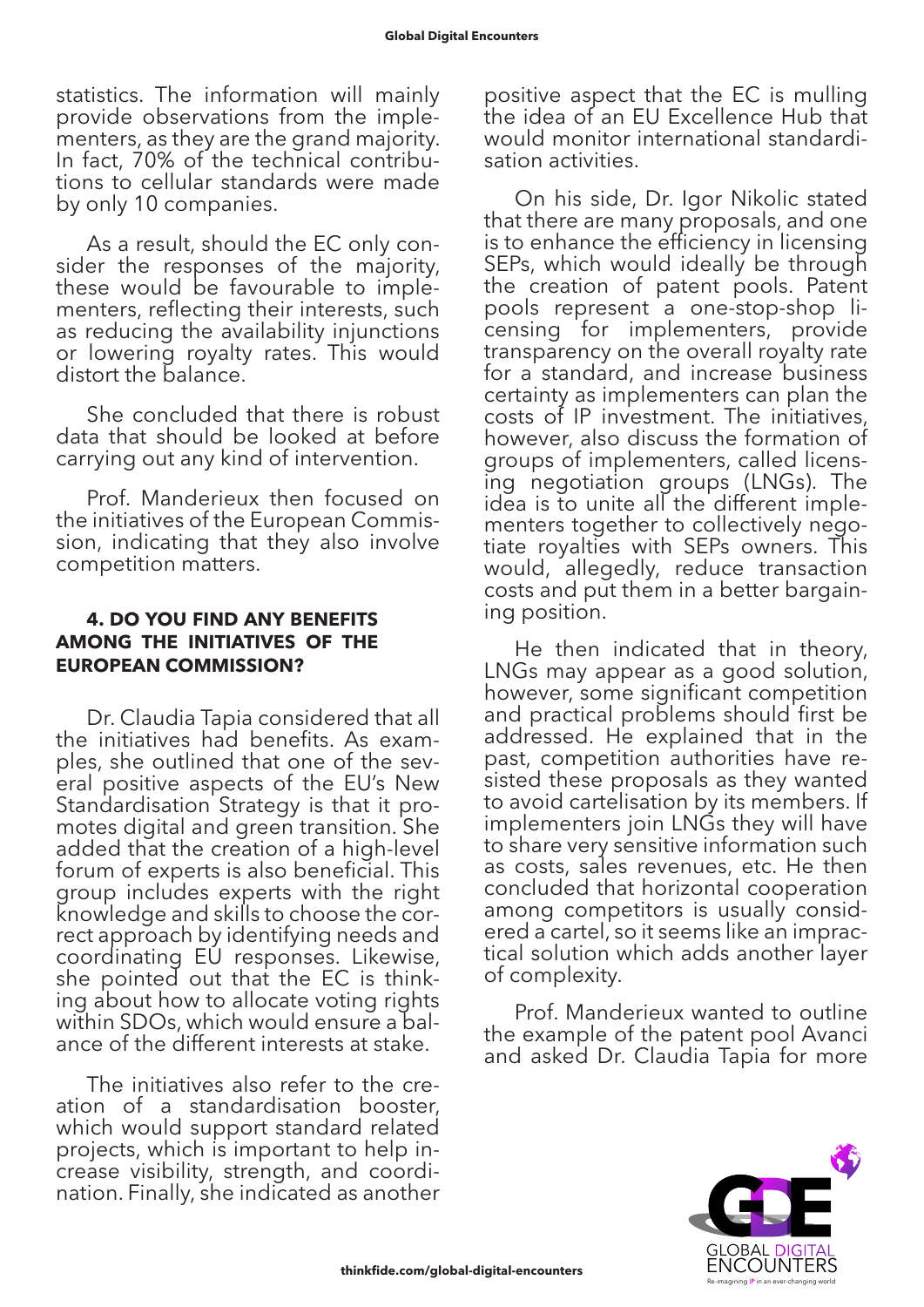statistics. The information will mainly provide observations from the implementers, as they are the grand majority. In fact, 70% of the technical contributions to cellular standards were made by only 10 companies.

As a result, should the EC only consider the responses of the majority, these would be favourable to implementers, reflecting their interests, such as reducing the availability injunctions or lowering royalty rates. This would distort the balance.

She concluded that there is robust data that should be looked at before carrying out any kind of intervention.

Prof. Manderieux then focused on the initiatives of the European Commission, indicating that they also involve competition matters.

#### 4. DO YOU FIND ANY BENEFITS AMONG THE INITIATIVES OF THE EUROPEAN COMMISSION?

Dr. Claudia Tapia considered that all the initiatives had benefits. As examples, she outlined that one of the several positive aspects of the EU's New Standardisation Strategy is that it promotes digital and green transition. She added that the creation of a high-level forum of experts is also beneficial. This group includes experts with the right knowledge and skills to choose the correct approach by identifying needs and coordinating EU responses. Likewise, she pointed out that the EC is thinking about how to allocate voting rights within SDOs, which would ensure a balance of the different interests at stake.

The initiatives also refer to the creation of a standardisation booster, which would support standard related projects, which is important to help increase visibility, strength, and coordination. Finally, she indicated as another positive aspect that the EC is mulling the idea of an EU Excellence Hub that would monitor international standardisation activities.

On his side, Dr. Igor Nikolic stated that there are many proposals, and one is to enhance the efficiency in licensing SEPs, which would ideally be through the creation of patent pools. Patent pools represent a one-stop-shop licensing for implementers, provide transparency on the overall royalty rate for a standard, and increase business certainty as implementers can plan the costs of IP investment. The initiatives, however, also discuss the formation of groups of implementers, called licensing negotiation groups (LNGs). The idea is to unite all the different implementers together to collectively negotiate royalties with SEPs owners. This would, allegedly, reduce transaction costs and put them in a better bargaining position.

He then indicated that in theory, LNGs may appear as a good solution, however, some significant competition and practical problems should first be addressed. He explained that in the past, competition authorities have resisted these proposals as they wanted to avoid cartelisation by its members. If implementers join LNGs they will have to share very sensitive information such as costs, sales revenues, etc. He then concluded that horizontal cooperation among competitors is usually considered a cartel, so it seems like an impractical solution which adds another layer of complexity.

Prof. Manderieux wanted to outline the example of the patent pool Avanci and asked Dr. Claudia Tapia for more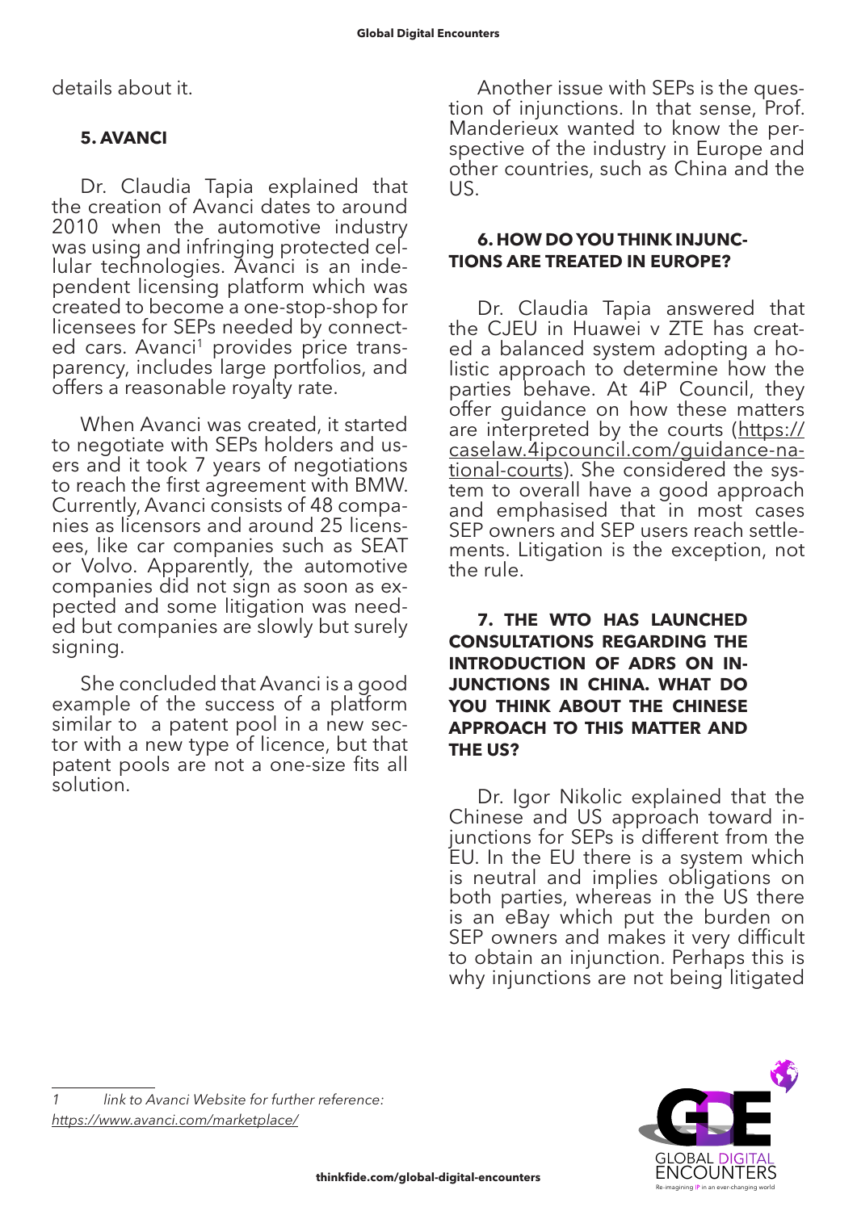details about it.

### 5. AVANCI

Dr. Claudia Tapia explained that the creation of Avanci dates to around 2010 when the automotive industry was using and infringing protected cellular technologies. Avanci is an independent licensing platform which was created to become a one-stop-shop for licensees for SEPs needed by connected cars. Avanci[1] provides price transparency, includes large portfolios, and offers a reasonable royalty rate.

When Avanci was created, it started to negotiate with SEPs holders and users and it took 7 years of negotiations to reach the first agreement with BMW. Currently, Avanci consists of 48 companies as licensors and around 25 licensees, like car companies such as SEAT or Volvo. Apparently, the automotive companies did not sign as soon as expected and some litigation was needed but companies are slowly but surely signing.

She concluded that Avanci is a good example of the success of a platform similar to a patent pool in a new sector with a new type of licence, but that patent pools are not a one-size fits all solution.

Another issue with SEPs is the question of injunctions. In that sense, Prof. Manderieux wanted to know the perspective of the industry in Europe and other countries, such as China and the US.

### 6. HOW DO YOU THINK INJUNCTIONS ARE TREATED IN EUROPE?

Dr. Claudia Tapia answered that the CJEU in Huawei v ZTE has created a balanced system adopting a holistic approach to determine how the parties behave. At 4iP Council, they offer guidance on how these matters are interpreted by the courts (https://caselaw.4ipcouncil.com/guidance-national-courts). She considered the system to overall have a good approach and emphasised that in most cases SEP owners and SEP users reach settlements. Litigation is the exception, not the rule.

### 7. THE WTO HAS LAUNCHED CONSULTATIONS REGARDING THE INTRODUCTION OF ADRS ON INJUNCTIONS IN CHINA. WHAT DO YOU THINK ABOUT THE CHINESE APPROACH TO THIS MATTER AND THE US?

Dr. Igor Nikolic explained that the Chinese and US approach toward injunctions for SEPs is different from the EU. In the EU there is a system which is neutral and implies obligations on both parties, whereas in the US there is an eBay which put the burden on SEP owners and makes it very difficult to obtain an injunction. Perhaps this is why injunctions are not being litigated

---

[1] *link to Avanci Website for further reference: https://www.avanci.com/marketplace/*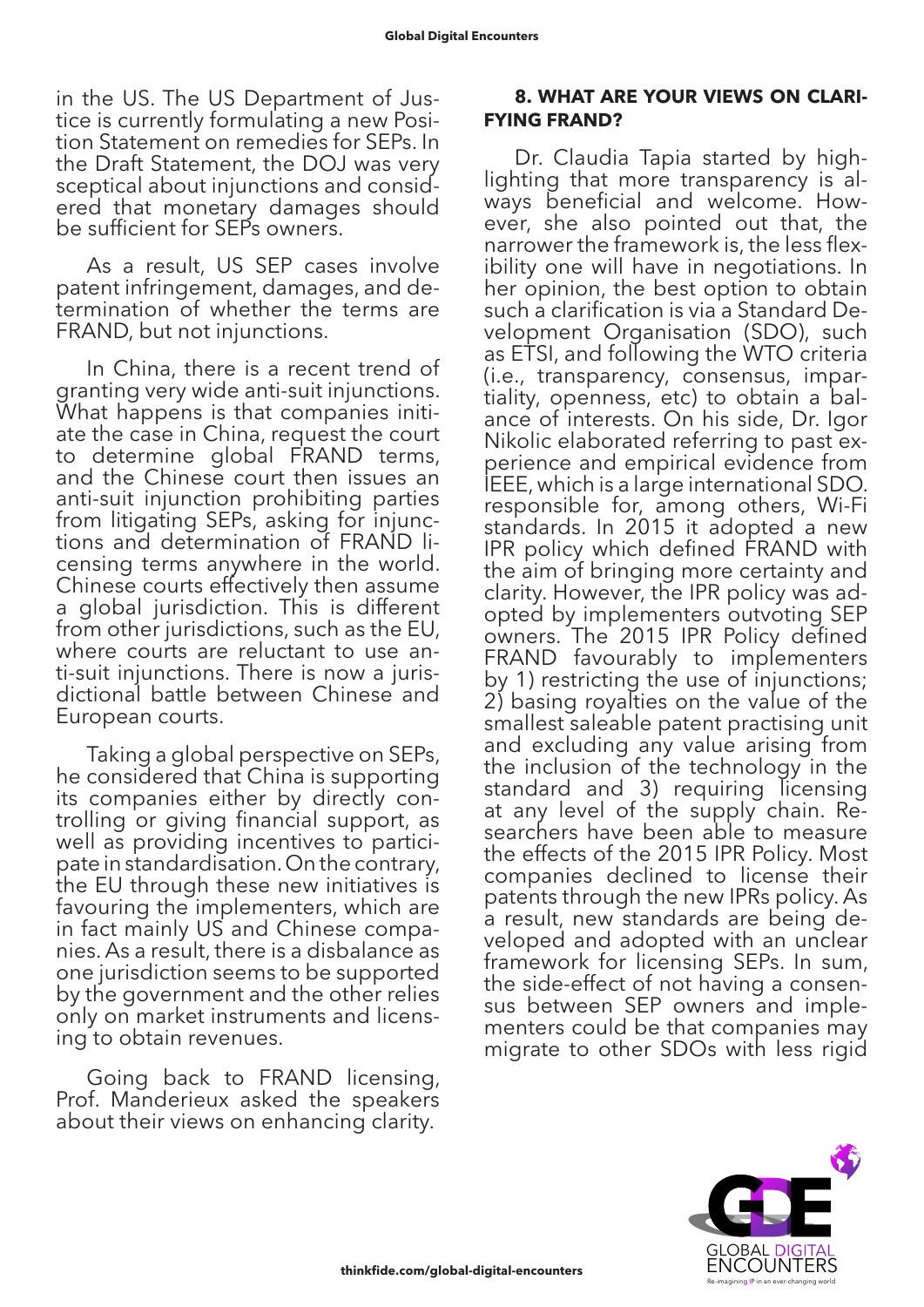in the US. The US Department of Justice is currently formulating a new Position Statement on remedies for SEPs. In the Draft Statement, the DOJ was very sceptical about injunctions and considered that monetary damages should be sufficient for SEPs owners.

As a result, US SEP cases involve patent infringement, damages, and determination of whether the terms are FRAND, but not injunctions.

In China, there is a recent trend of granting very wide anti-suit injunctions. What happens is that companies initiate the case in China, request the court to determine global FRAND terms, and the Chinese court then issues an anti-suit injunction prohibiting parties from litigating SEPs, asking for injunctions and determination of FRAND licensing terms anywhere in the world. Chinese courts effectively then assume a global jurisdiction. This is different from other jurisdictions, such as the EU, where courts are reluctant to use anti-suit injunctions. There is now a jurisdictional battle between Chinese and European courts.

Taking a global perspective on SEPs, he considered that China is supporting its companies either by directly controlling or giving financial support, as well as providing incentives to participate in standardisation. On the contrary, the EU through these new initiatives is favouring the implementers, which are in fact mainly US and Chinese companies. As a result, there is a disbalance as one jurisdiction seems to be supported by the government and the other relies only on market instruments and licensing to obtain revenues.

Going back to FRAND licensing, Prof. Manderieux asked the speakers about their views on enhancing clarity.

## 8. WHAT ARE YOUR VIEWS ON CLARIFYING FRAND?

Dr. Claudia Tapia started by highlighting that more transparency is always beneficial and welcome. However, she also pointed out that, the narrower the framework is, the less flexibility one will have in negotiations. In her opinion, the best option to obtain such a clarification is via a Standard Development Organisation (SDO), such as ETSI, and following the WTO criteria (i.e., transparency, consensus, impartiality, openness, etc) to obtain a balance of interests. On his side, Dr. Igor Nikolic elaborated referring to past experience and empirical evidence from IEEE, which is a large international SDO. responsible for, among others, Wi-Fi standards. In 2015 it adopted a new IPR policy which defined FRAND with the aim of bringing more certainty and clarity. However, the IPR policy was adopted by implementers outvoting SEP owners. The 2015 IPR Policy defined FRAND favourably to implementers by 1) restricting the use of injunctions; 2) basing royalties on the value of the smallest saleable patent practising unit and excluding any value arising from the inclusion of the technology in the standard and 3) requiring licensing at any level of the supply chain. Researchers have been able to measure the effects of the 2015 IPR Policy. Most companies declined to license their patents through the new IPRs policy. As a result, new standards are being developed and adopted with an unclear framework for licensing SEPs. In sum, the side-effect of not having a consensus between SEP owners and implementers could be that companies may migrate to other SDOs with less rigid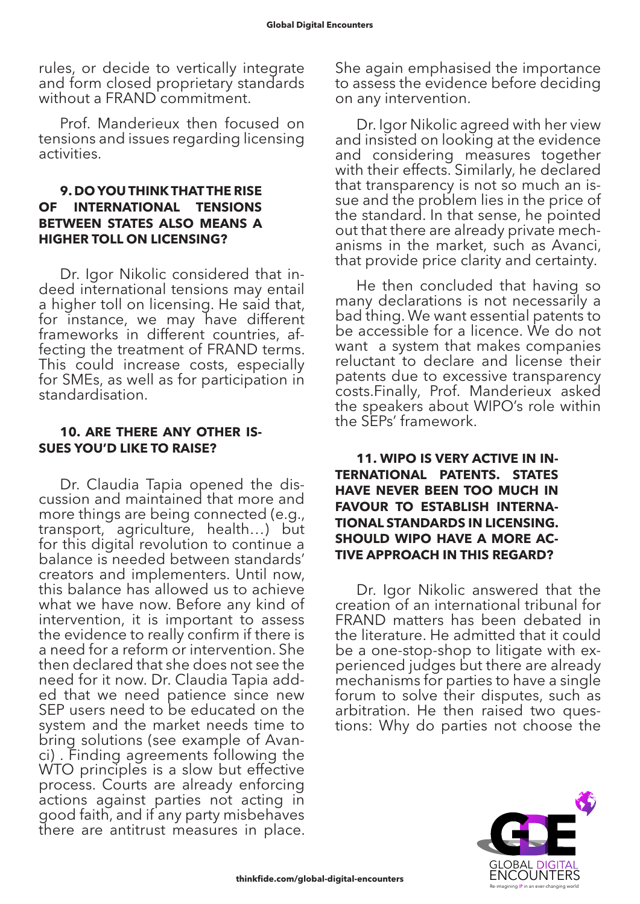rules, or decide to vertically integrate and form closed proprietary standards without a FRAND commitment.

Prof. Manderieux then focused on tensions and issues regarding licensing activities.

**9. DO YOU THINK THAT THE RISE OF INTERNATIONAL TENSIONS BETWEEN STATES ALSO MEANS A HIGHER TOLL ON LICENSING?**

Dr. Igor Nikolic considered that indeed international tensions may entail a higher toll on licensing. He said that, for instance, we may have different frameworks in different countries, affecting the treatment of FRAND terms. This could increase costs, especially for SMEs, as well as for participation in standardisation.

**10. ARE THERE ANY OTHER ISSUES YOU'D LIKE TO RAISE?**

Dr. Claudia Tapia opened the discussion and maintained that more and more things are being connected (e.g., transport, agriculture, health…) but for this digital revolution to continue a balance is needed between standards' creators and implementers. Until now, this balance has allowed us to achieve what we have now. Before any kind of intervention, it is important to assess the evidence to really confirm if there is a need for a reform or intervention. She then declared that she does not see the need for it now. Dr. Claudia Tapia added that we need patience since new SEP users need to be educated on the system and the market needs time to bring solutions (see example of Avanci) . Finding agreements following the WTO principles is a slow but effective process. Courts are already enforcing actions against parties not acting in good faith, and if any party misbehaves there are antitrust measures in place. She again emphasised the importance to assess the evidence before deciding on any intervention.

Dr. Igor Nikolic agreed with her view and insisted on looking at the evidence and considering measures together with their effects. Similarly, he declared that transparency is not so much an issue and the problem lies in the price of the standard. In that sense, he pointed out that there are already private mechanisms in the market, such as Avanci, that provide price clarity and certainty.

He then concluded that having so many declarations is not necessarily a bad thing. We want essential patents to be accessible for a licence. We do not want a system that makes companies reluctant to declare and license their patents due to excessive transparency costs.Finally, Prof. Manderieux asked the speakers about WIPO's role within the SEPs' framework.

**11. WIPO IS VERY ACTIVE IN INTERNATIONAL PATENTS. STATES HAVE NEVER BEEN TOO MUCH IN FAVOUR TO ESTABLISH INTERNATIONAL STANDARDS IN LICENSING. SHOULD WIPO HAVE A MORE ACTIVE APPROACH IN THIS REGARD?**

Dr. Igor Nikolic answered that the creation of an international tribunal for FRAND matters has been debated in the literature. He admitted that it could be a one-stop-shop to litigate with experienced judges but there are already mechanisms for parties to have a single forum to solve their disputes, such as arbitration. He then raised two questions: Why do parties not choose the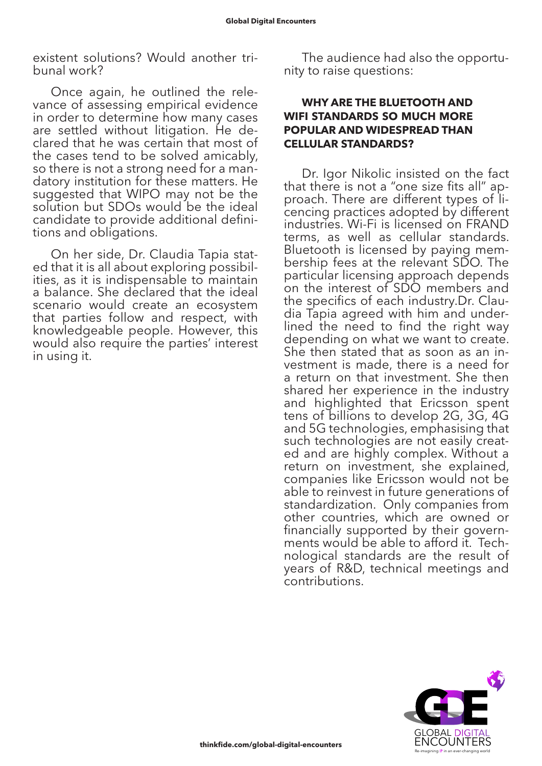existent solutions? Would another tribunal work?

Once again, he outlined the relevance of assessing empirical evidence in order to determine how many cases are settled without litigation. He declared that he was certain that most of the cases tend to be solved amicably, so there is not a strong need for a mandatory institution for these matters. He suggested that WIPO may not be the solution but SDOs would be the ideal candidate to provide additional definitions and obligations.

On her side, Dr. Claudia Tapia stated that it is all about exploring possibilities, as it is indispensable to maintain a balance. She declared that the ideal scenario would create an ecosystem that parties follow and respect, with knowledgeable people. However, this would also require the parties' interest in using it.

The audience had also the opportunity to raise questions:

**WHY ARE THE BLUETOOTH AND WIFI STANDARDS SO MUCH MORE POPULAR AND WIDESPREAD THAN CELLULAR STANDARDS?**

Dr. Igor Nikolic insisted on the fact that there is not a "one size fits all" approach. There are different types of licencing practices adopted by different industries. Wi-Fi is licensed on FRAND terms, as well as cellular standards. Bluetooth is licensed by paying membership fees at the relevant SDO. The particular licensing approach depends on the interest of SDO members and the specifics of each industry.Dr. Claudia Tapia agreed with him and underlined the need to find the right way depending on what we want to create. She then stated that as soon as an investment is made, there is a need for a return on that investment. She then shared her experience in the industry and highlighted that Ericsson spent tens of billions to develop 2G, 3G, 4G and 5G technologies, emphasising that such technologies are not easily created and are highly complex. Without a return on investment, she explained, companies like Ericsson would not be able to reinvest in future generations of standardization. Only companies from other countries, which are owned or financially supported by their governments would be able to afford it. Technological standards are the result of years of R&D, technical meetings and contributions.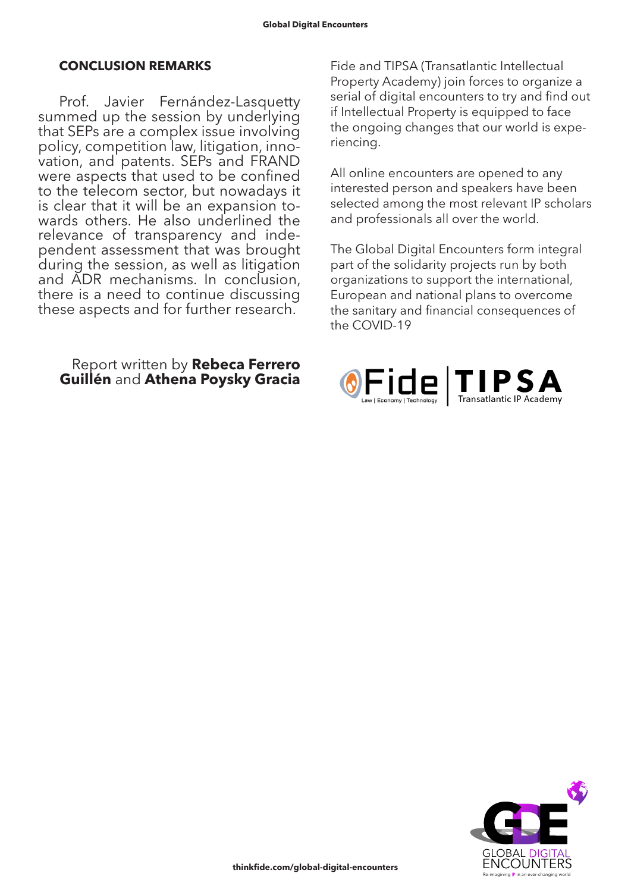## CONCLUSION REMARKS

Prof. Javier Fernández-Lasquetty summed up the session by underlying that SEPs are a complex issue involving policy, competition law, litigation, innovation, and patents. SEPs and FRAND were aspects that used to be confined to the telecom sector, but nowadays it is clear that it will be an expansion towards others. He also underlined the relevance of transparency and independent assessment that was brought during the session, as well as litigation and ADR mechanisms. In conclusion, there is a need to continue discussing these aspects and for further research.

Report written by **Rebeca Ferrero Guillén** and **Athena Poysky Gracia**

Fide and TIPSA (Transatlantic Intellectual Property Academy) join forces to organize a serial of digital encounters to try and find out if Intellectual Property is equipped to face the ongoing changes that our world is experiencing.

All online encounters are opened to any interested person and speakers have been selected among the most relevant IP scholars and professionals all over the world.

The Global Digital Encounters form integral part of the solidarity projects run by both organizations to support the international, European and national plans to overcome the sanitary and financial consequences of the COVID-19

thinkfide.com/global-digital-encounters